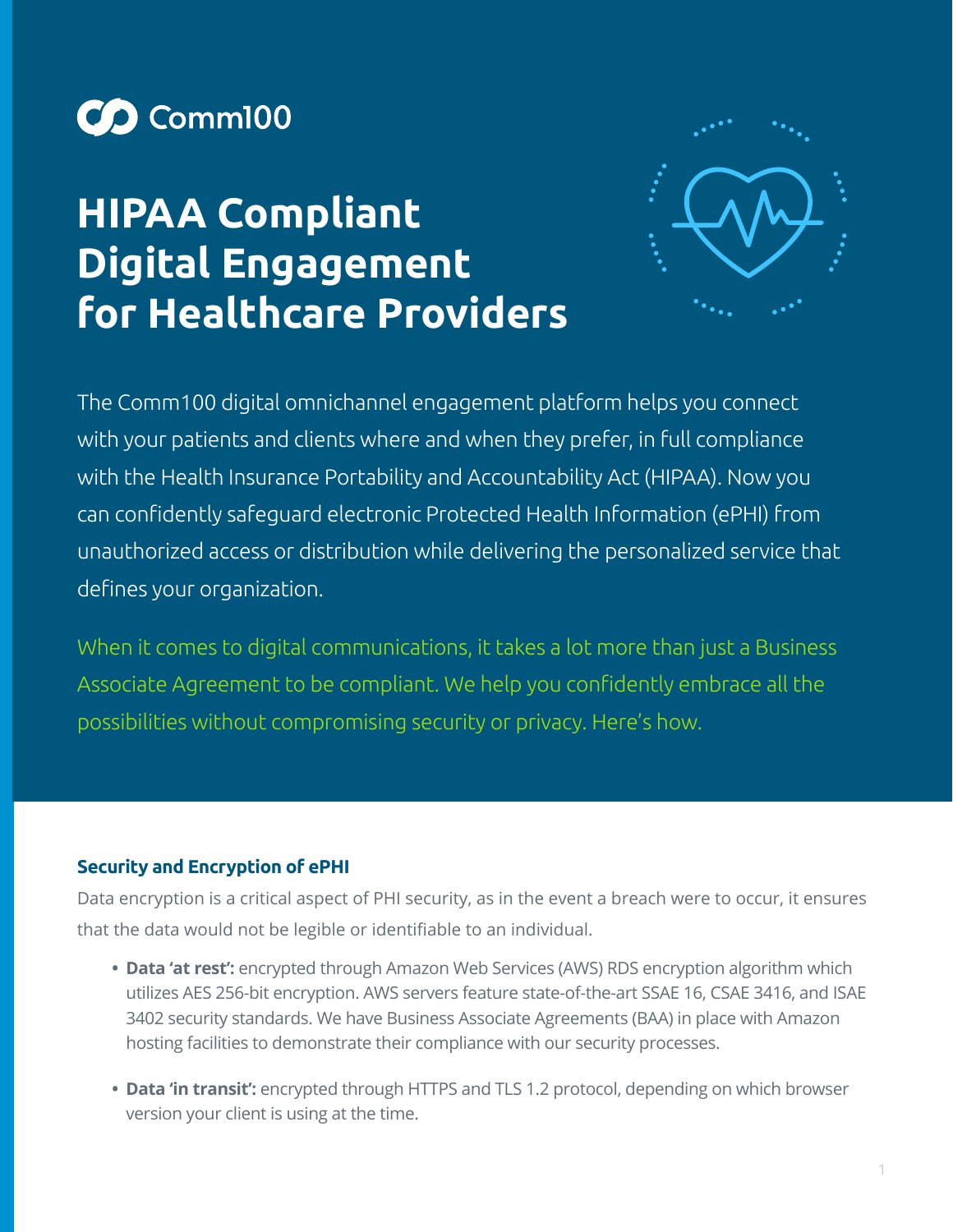Comm100

# HIPAA Compliant Digital Engagement for Healthcare Providers

The Comm100 digital omnichannel engagement platform helps you connect with your patients and clients where and when they prefer, in full compliance with the Health Insurance Portability and Accountability Act (HIPAA). Now you can confidently safeguard electronic Protected Health Information (ePHI) from unauthorized access or distribution while delivering the personalized service that defines your organization.

When it comes to digital communications, it takes a lot more than just a Business Associate Agreement to be compliant. We help you confidently embrace all the possibilities without compromising security or privacy. Here's how.

### Security and Encryption of ePHI

Data encryption is a critical aspect of PHI security, as in the event a breach were to occur, it ensures that the data would not be legible or identifiable to an individual.

- **Data 'at rest':** encrypted through Amazon Web Services (AWS) RDS encryption algorithm which utilizes AES 256-bit encryption. AWS servers feature state-of-the-art SSAE 16, CSAE 3416, and ISAE 3402 security standards. We have Business Associate Agreements (BAA) in place with Amazon hosting facilities to demonstrate their compliance with our security processes.
- **Data 'in transit':** encrypted through HTTPS and TLS 1.2 protocol, depending on which browser version your client is using at the time.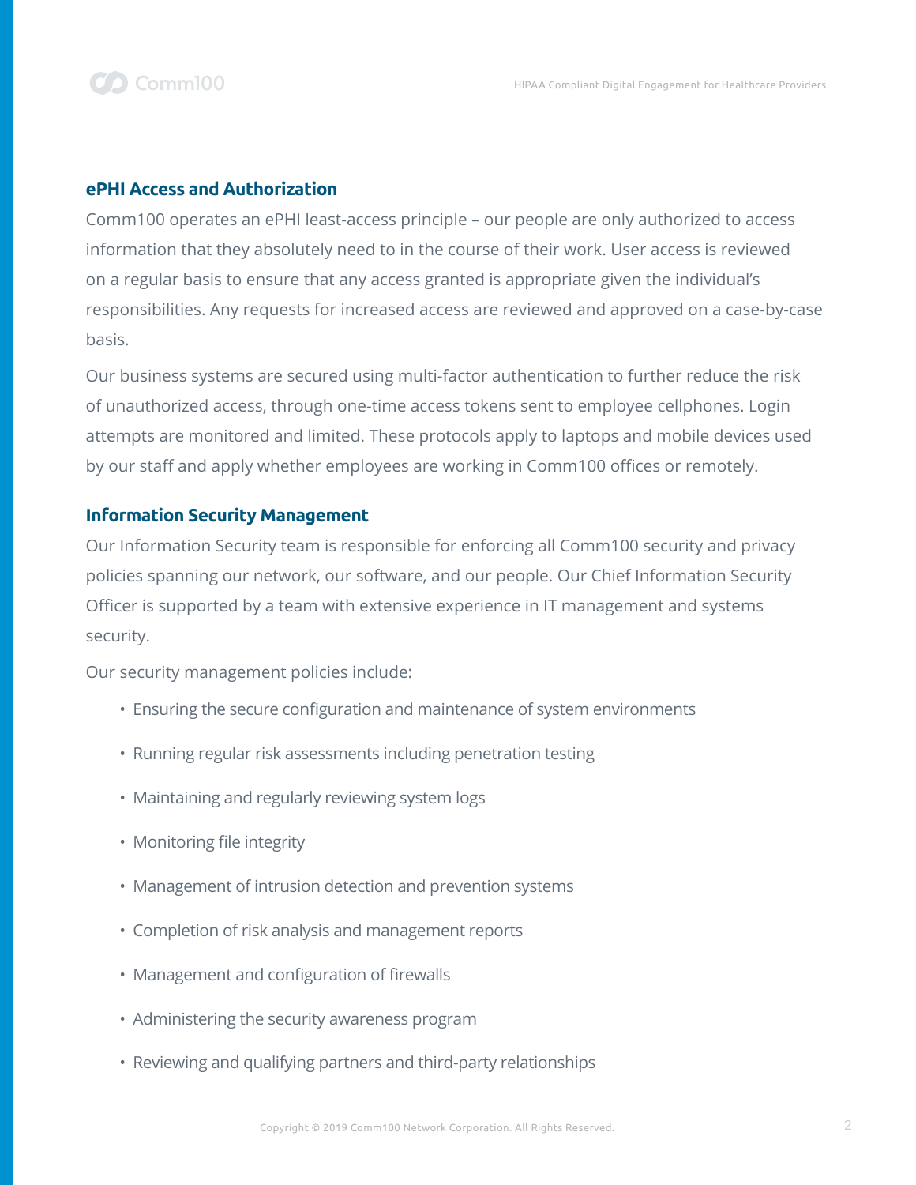## ePHI Access and Authorization

Comm100 operates an ePHI least-access principle – our people are only authorized to access information that they absolutely need to in the course of their work. User access is reviewed on a regular basis to ensure that any access granted is appropriate given the individual's responsibilities. Any requests for increased access are reviewed and approved on a case-by-case basis.

Our business systems are secured using multi-factor authentication to further reduce the risk of unauthorized access, through one-time access tokens sent to employee cellphones. Login attempts are monitored and limited. These protocols apply to laptops and mobile devices used by our staff and apply whether employees are working in Comm100 offices or remotely.

## Information Security Management

Our Information Security team is responsible for enforcing all Comm100 security and privacy policies spanning our network, our software, and our people. Our Chief Information Security Officer is supported by a team with extensive experience in IT management and systems security.

Our security management policies include:

- Ensuring the secure configuration and maintenance of system environments
- Running regular risk assessments including penetration testing
- Maintaining and regularly reviewing system logs
- Monitoring file integrity
- Management of intrusion detection and prevention systems
- Completion of risk analysis and management reports
- Management and configuration of firewalls
- Administering the security awareness program
- Reviewing and qualifying partners and third-party relationships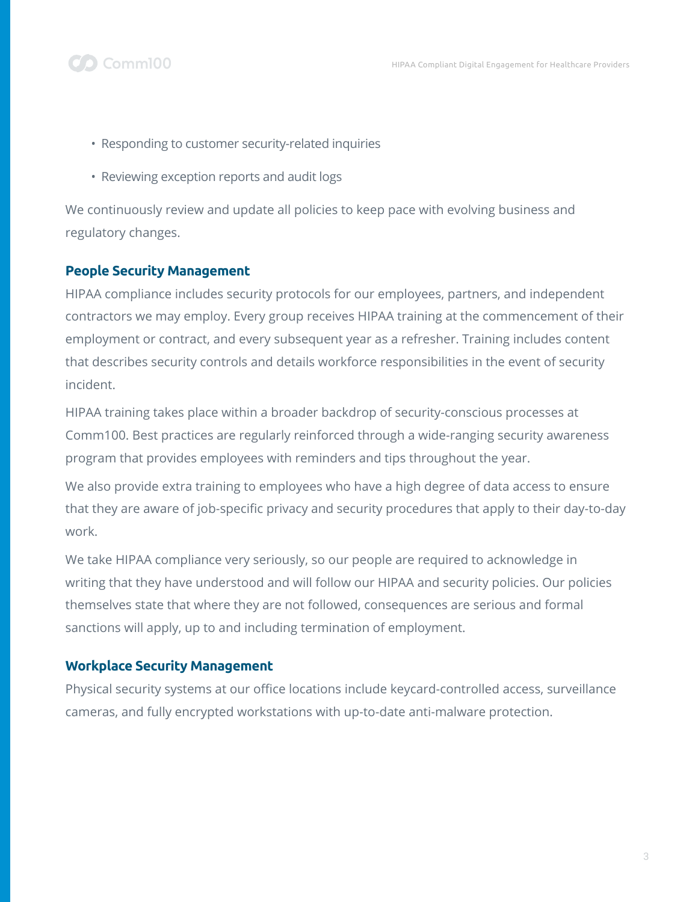- Responding to customer security-related inquiries
- Reviewing exception reports and audit logs

We continuously review and update all policies to keep pace with evolving business and regulatory changes.

### People Security Management

HIPAA compliance includes security protocols for our employees, partners, and independent contractors we may employ. Every group receives HIPAA training at the commencement of their employment or contract, and every subsequent year as a refresher. Training includes content that describes security controls and details workforce responsibilities in the event of security incident.

HIPAA training takes place within a broader backdrop of security-conscious processes at Comm100. Best practices are regularly reinforced through a wide-ranging security awareness program that provides employees with reminders and tips throughout the year.

We also provide extra training to employees who have a high degree of data access to ensure that they are aware of job-specific privacy and security procedures that apply to their day-to-day work.

We take HIPAA compliance very seriously, so our people are required to acknowledge in writing that they have understood and will follow our HIPAA and security policies. Our policies themselves state that where they are not followed, consequences are serious and formal sanctions will apply, up to and including termination of employment.

### Workplace Security Management

Physical security systems at our office locations include keycard-controlled access, surveillance cameras, and fully encrypted workstations with up-to-date anti-malware protection.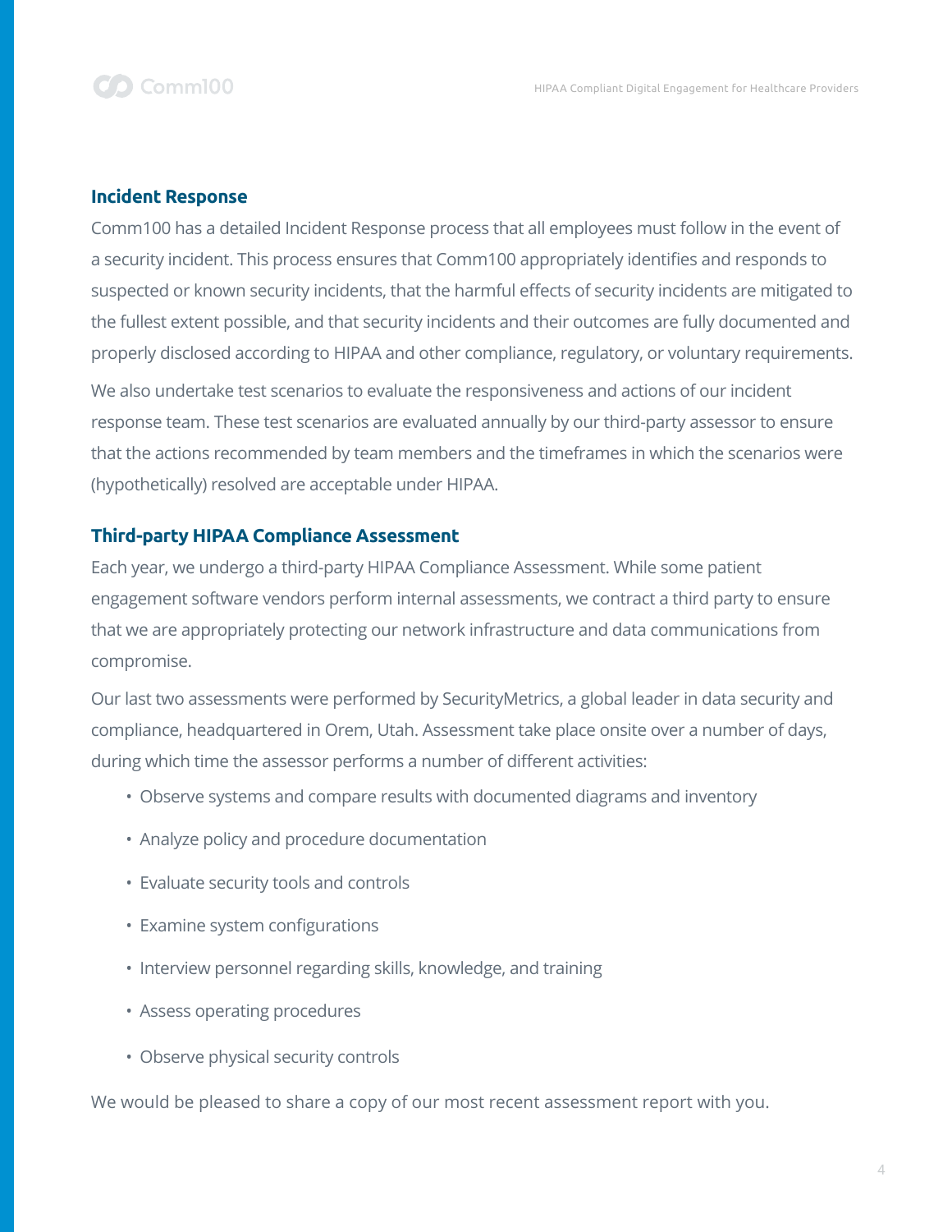### Incident Response

Comm100 has a detailed Incident Response process that all employees must follow in the event of a security incident. This process ensures that Comm100 appropriately identifies and responds to suspected or known security incidents, that the harmful effects of security incidents are mitigated to the fullest extent possible, and that security incidents and their outcomes are fully documented and properly disclosed according to HIPAA and other compliance, regulatory, or voluntary requirements.

We also undertake test scenarios to evaluate the responsiveness and actions of our incident response team. These test scenarios are evaluated annually by our third-party assessor to ensure that the actions recommended by team members and the timeframes in which the scenarios were (hypothetically) resolved are acceptable under HIPAA.

### Third-party HIPAA Compliance Assessment

Each year, we undergo a third-party HIPAA Compliance Assessment. While some patient engagement software vendors perform internal assessments, we contract a third party to ensure that we are appropriately protecting our network infrastructure and data communications from compromise.

Our last two assessments were performed by SecurityMetrics, a global leader in data security and compliance, headquartered in Orem, Utah. Assessment take place onsite over a number of days, during which time the assessor performs a number of different activities:

- Observe systems and compare results with documented diagrams and inventory
- Analyze policy and procedure documentation
- Evaluate security tools and controls
- Examine system configurations
- Interview personnel regarding skills, knowledge, and training
- Assess operating procedures
- Observe physical security controls

We would be pleased to share a copy of our most recent assessment report with you.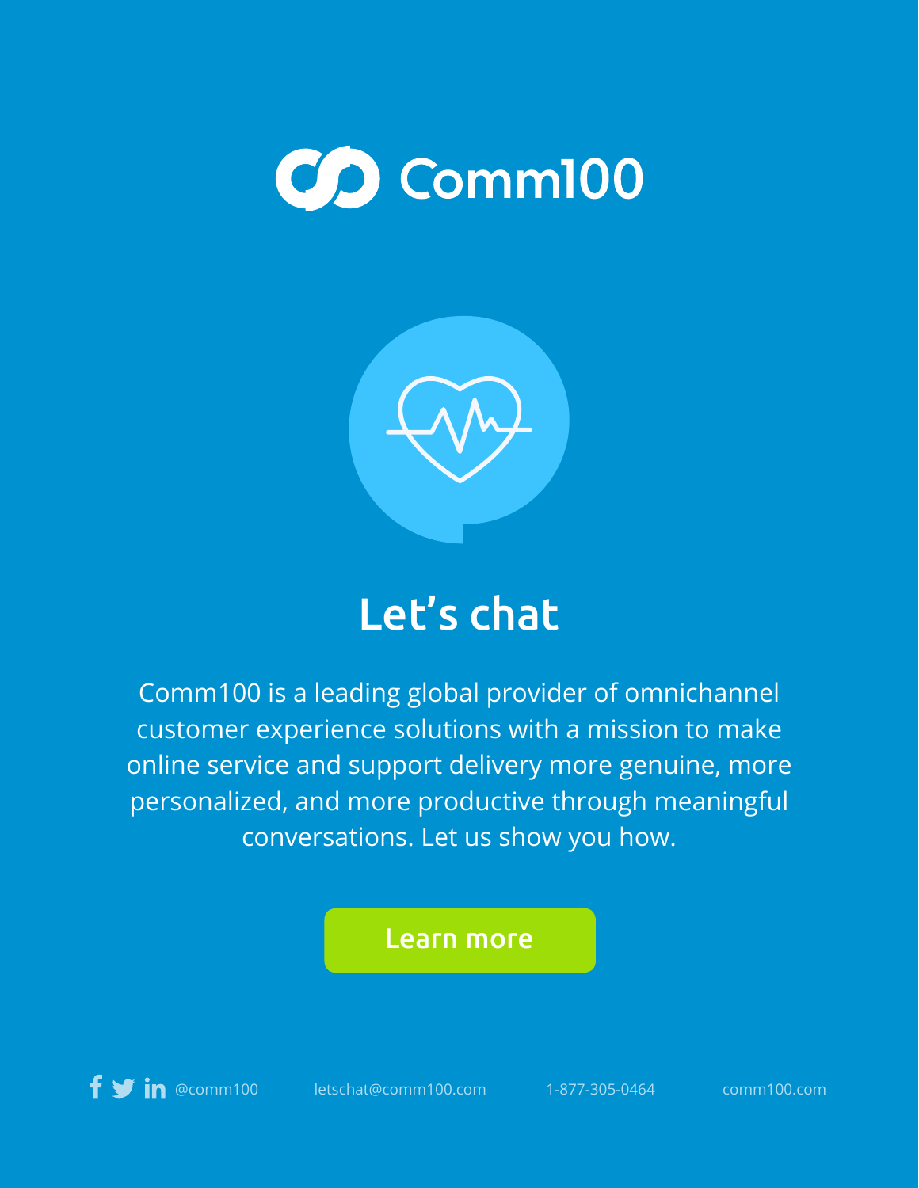Comm100

# Let's chat

Comm100 is a leading global provider of omnichannel customer experience solutions with a mission to make online service and support delivery more genuine, more personalized, and more productive through meaningful conversations. Let us show you how.

**Learn more**

@comm100 letschat@comm100.com 1-877-305-0464 comm100.com